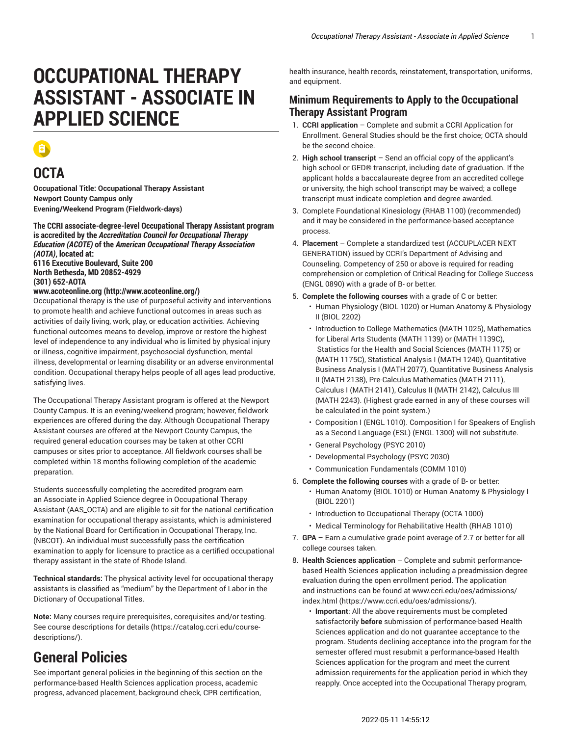# OCCUPATIONAL THERAPY ASSISTANT - ASSOCIATE IN APPLIED SCIENCE

## OCTA

**Occupational Title: Occupational Therapy Assistant**
**Newport County Campus only**
**Evening/Weekend Program (Fieldwork-days)**

**The CCRI associate-degree-level Occupational Therapy Assistant program is accredited by the *Accreditation Council for Occupational Therapy Education (ACOTE)* of the *American Occupational Therapy Association (AOTA)*, located at:**
**6116 Executive Boulevard, Suite 200**
**North Bethesda, MD 20852-4929**
**(301) 652-AOTA**
**www.acoteonline.org (http://www.acoteonline.org/)**

Occupational therapy is the use of purposeful activity and interventions to promote health and achieve functional outcomes in areas such as activities of daily living, work, play, or education activities. Achieving functional outcomes means to develop, improve or restore the highest level of independence to any individual who is limited by physical injury or illness, cognitive impairment, psychosocial dysfunction, mental illness, developmental or learning disability or an adverse environmental condition. Occupational therapy helps people of all ages lead productive, satisfying lives.

The Occupational Therapy Assistant program is offered at the Newport County Campus. It is an evening/weekend program; however, fieldwork experiences are offered during the day. Although Occupational Therapy Assistant courses are offered at the Newport County Campus, the required general education courses may be taken at other CCRI campuses or sites prior to acceptance. All fieldwork courses shall be completed within 18 months following completion of the academic preparation.

Students successfully completing the accredited program earn an Associate in Applied Science degree in Occupational Therapy Assistant (AAS_OCTA) and are eligible to sit for the national certification examination for occupational therapy assistants, which is administered by the National Board for Certification in Occupational Therapy, Inc. (NBCOT). An individual must successfully pass the certification examination to apply for licensure to practice as a certified occupational therapy assistant in the state of Rhode Island.

**Technical standards:** The physical activity level for occupational therapy assistants is classified as "medium" by the Department of Labor in the Dictionary of Occupational Titles.

**Note:** Many courses require prerequisites, corequisites and/or testing. See course descriptions for details (https://catalog.ccri.edu/course-descriptions/).

# General Policies

See important general policies in the beginning of this section on the performance-based Health Sciences application process, academic progress, advanced placement, background check, CPR certification, health insurance, health records, reinstatement, transportation, uniforms, and equipment.

## Minimum Requirements to Apply to the Occupational Therapy Assistant Program

1. **CCRI application** – Complete and submit a CCRI Application for Enrollment. General Studies should be the first choice; OCTA should be the second choice.
2. **High school transcript** – Send an official copy of the applicant's high school or GED® transcript, including date of graduation. If the applicant holds a baccalaureate degree from an accredited college or university, the high school transcript may be waived; a college transcript must indicate completion and degree awarded.
3. Complete Foundational Kinesiology (RHAB 1100) (recommended) and it may be considered in the performance-based acceptance process.
4. **Placement** – Complete a standardized test (ACCUPLACER NEXT GENERATION) issued by CCRI's Department of Advising and Counseling. Competency of 250 or above is required for reading comprehension or completion of Critical Reading for College Success (ENGL 0890) with a grade of B- or better.
5. **Complete the following courses** with a grade of C or better:
   - Human Physiology (BIOL 1020) or Human Anatomy & Physiology II (BIOL 2202)
   - Introduction to College Mathematics (MATH 1025), Mathematics for Liberal Arts Students (MATH 1139) or (MATH 1139C), Statistics for the Health and Social Sciences (MATH 1175) or (MATH 1175C), Statistical Analysis I (MATH 1240), Quantitative Business Analysis I (MATH 2077), Quantitative Business Analysis II (MATH 2138), Pre-Calculus Mathematics (MATH 2111), Calculus I (MATH 2141), Calculus II (MATH 2142), Calculus III (MATH 2243). (Highest grade earned in any of these courses will be calculated in the point system.)
   - Composition I (ENGL 1010). Composition I for Speakers of English as a Second Language (ESL) (ENGL 1300) will not substitute.
   - General Psychology (PSYC 2010)
   - Developmental Psychology (PSYC 2030)
   - Communication Fundamentals (COMM 1010)
6. **Complete the following courses** with a grade of B- or better:
   - Human Anatomy (BIOL 1010) or Human Anatomy & Physiology I (BIOL 2201)
   - Introduction to Occupational Therapy (OCTA 1000)
   - Medical Terminology for Rehabilitative Health (RHAB 1010)
7. **GPA** – Earn a cumulative grade point average of 2.7 or better for all college courses taken.
8. **Health Sciences application** – Complete and submit performance-based Health Sciences application including a preadmission degree evaluation during the open enrollment period. The application and instructions can be found at www.ccri.edu/oes/admissions/index.html (https://www.ccri.edu/oes/admissions/).
   - **Important**: All the above requirements must be completed satisfactorily **before** submission of performance-based Health Sciences application and do not guarantee acceptance to the program. Students declining acceptance into the program for the semester offered must resubmit a performance-based Health Sciences application for the program and meet the current admission requirements for the application period in which they reapply. Once accepted into the Occupational Therapy program,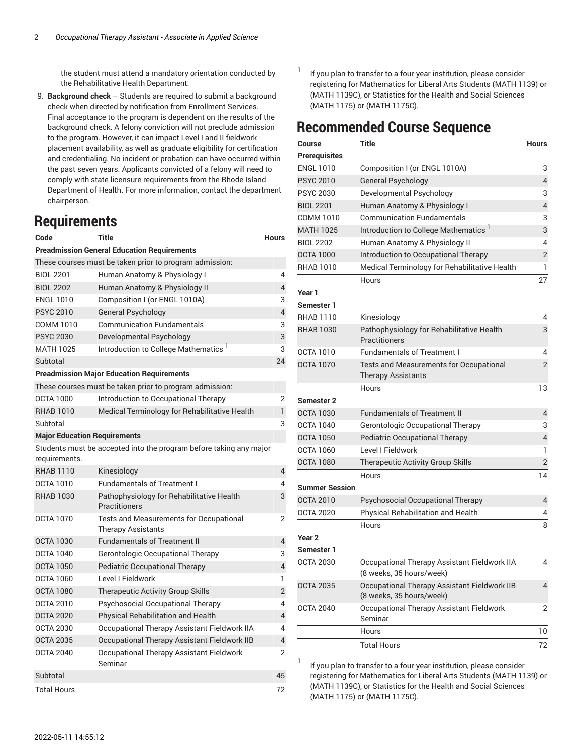the student must attend a mandatory orientation conducted by the Rehabilitative Health Department.

9. **Background check** – Students are required to submit a background check when directed by notification from Enrollment Services. Final acceptance to the program is dependent on the results of the background check. A felony conviction will not preclude admission to the program. However, it can impact Level I and II fieldwork placement availability, as well as graduate eligibility for certification and credentialing. No incident or probation can have occurred within the past seven years. Applicants convicted of a felony will need to comply with state licensure requirements from the Rhode Island Department of Health. For more information, contact the department chairperson.

# Requirements

| Code | Title | Hours |
|---|---|---|
| **Preadmission General Education Requirements** | | |
| These courses must be taken prior to program admission: | | |
| BIOL 2201 | Human Anatomy & Physiology I | 4 |
| BIOL 2202 | Human Anatomy & Physiology II | 4 |
| ENGL 1010 | Composition I (or ENGL 1010A) | 3 |
| PSYC 2010 | General Psychology | 4 |
| COMM 1010 | Communication Fundamentals | 3 |
| PSYC 2030 | Developmental Psychology | 3 |
| MATH 1025 | Introduction to College Mathematics [1] | 3 |
| Subtotal | | 24 |
| **Preadmission Major Education Requirements** | | |
| These courses must be taken prior to program admission: | | |
| OCTA 1000 | Introduction to Occupational Therapy | 2 |
| RHAB 1010 | Medical Terminology for Rehabilitative Health | 1 |
| Subtotal | | 3 |
| **Major Education Requirements** | | |
| Students must be accepted into the program before taking any major requirements. | | |
| RHAB 1110 | Kinesiology | 4 |
| OCTA 1010 | Fundamentals of Treatment I | 4 |
| RHAB 1030 | Pathophysiology for Rehabilitative Health Practitioners | 3 |
| OCTA 1070 | Tests and Measurements for Occupational Therapy Assistants | 2 |
| OCTA 1030 | Fundamentals of Treatment II | 4 |
| OCTA 1040 | Gerontologic Occupational Therapy | 3 |
| OCTA 1050 | Pediatric Occupational Therapy | 4 |
| OCTA 1060 | Level I Fieldwork | 1 |
| OCTA 1080 | Therapeutic Activity Group Skills | 2 |
| OCTA 2010 | Psychosocial Occupational Therapy | 4 |
| OCTA 2020 | Physical Rehabilitation and Health | 4 |
| OCTA 2030 | Occupational Therapy Assistant Fieldwork IIA | 4 |
| OCTA 2035 | Occupational Therapy Assistant Fieldwork IIB | 4 |
| OCTA 2040 | Occupational Therapy Assistant Fieldwork Seminar | 2 |
| Subtotal | | 45 |
| Total Hours | | 72 |

[1] If you plan to transfer to a four-year institution, please consider registering for Mathematics for Liberal Arts Students (MATH 1139) or (MATH 1139C), or Statistics for the Health and Social Sciences (MATH 1175) or (MATH 1175C).

# Recommended Course Sequence

| Course | Title | Hours |
|---|---|---|
| **Prerequisites** | | |
| ENGL 1010 | Composition I (or ENGL 1010A) | 3 |
| PSYC 2010 | General Psychology | 4 |
| PSYC 2030 | Developmental Psychology | 3 |
| BIOL 2201 | Human Anatomy & Physiology I | 4 |
| COMM 1010 | Communication Fundamentals | 3 |
| MATH 1025 | Introduction to College Mathematics [1] | 3 |
| BIOL 2202 | Human Anatomy & Physiology II | 4 |
| OCTA 1000 | Introduction to Occupational Therapy | 2 |
| RHAB 1010 | Medical Terminology for Rehabilitative Health | 1 |
| | Hours | 27 |
| **Year 1** | | |
| **Semester 1** | | |
| RHAB 1110 | Kinesiology | 4 |
| RHAB 1030 | Pathophysiology for Rehabilitative Health Practitioners | 3 |
| OCTA 1010 | Fundamentals of Treatment I | 4 |
| OCTA 1070 | Tests and Measurements for Occupational Therapy Assistants | 2 |
| | Hours | 13 |
| **Semester 2** | | |
| OCTA 1030 | Fundamentals of Treatment II | 4 |
| OCTA 1040 | Gerontologic Occupational Therapy | 3 |
| OCTA 1050 | Pediatric Occupational Therapy | 4 |
| OCTA 1060 | Level I Fieldwork | 1 |
| OCTA 1080 | Therapeutic Activity Group Skills | 2 |
| | Hours | 14 |
| **Summer Session** | | |
| OCTA 2010 | Psychosocial Occupational Therapy | 4 |
| OCTA 2020 | Physical Rehabilitation and Health | 4 |
| | Hours | 8 |
| **Year 2** | | |
| **Semester 1** | | |
| OCTA 2030 | Occupational Therapy Assistant Fieldwork IIA (8 weeks, 35 hours/week) | 4 |
| OCTA 2035 | Occupational Therapy Assistant Fieldwork IIB (8 weeks, 35 hours/week) | 4 |
| OCTA 2040 | Occupational Therapy Assistant Fieldwork Seminar | 2 |
| | Hours | 10 |
| | Total Hours | 72 |

[1] If you plan to transfer to a four-year institution, please consider registering for Mathematics for Liberal Arts Students (MATH 1139) or (MATH 1139C), or Statistics for the Health and Social Sciences (MATH 1175) or (MATH 1175C).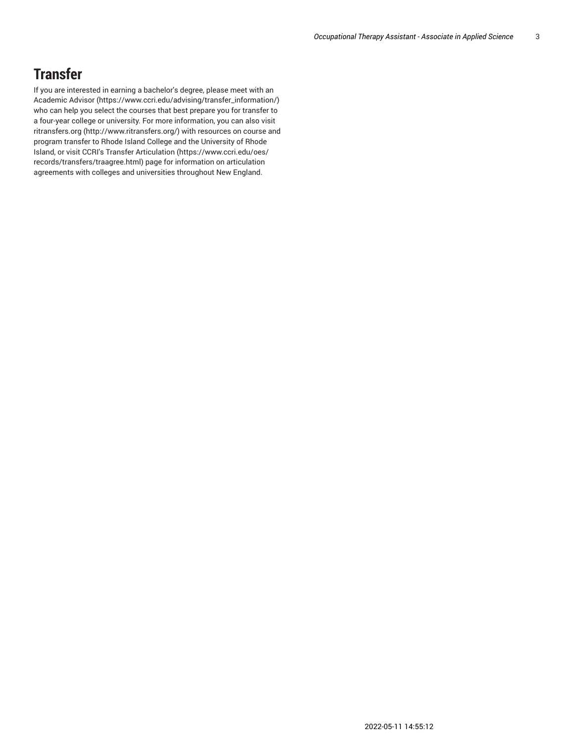## Transfer

If you are interested in earning a bachelor's degree, please meet with an Academic Advisor (https://www.ccri.edu/advising/transfer_information/) who can help you select the courses that best prepare you for transfer to a four-year college or university. For more information, you can also visit ritransfers.org (http://www.ritransfers.org/) with resources on course and program transfer to Rhode Island College and the University of Rhode Island, or visit CCRI's Transfer Articulation (https://www.ccri.edu/oes/records/transfers/traagree.html) page for information on articulation agreements with colleges and universities throughout New England.